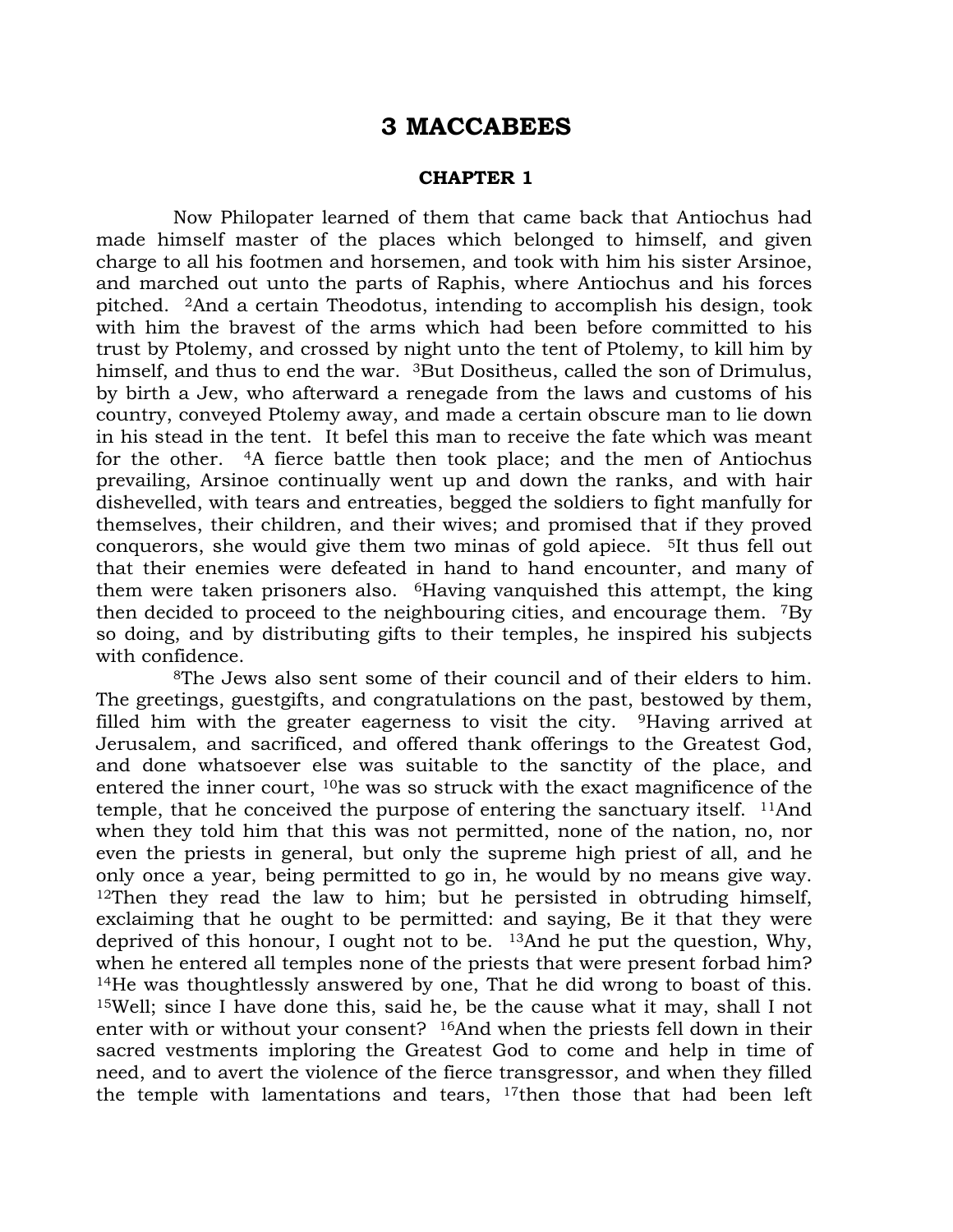# 3 MACCABEES

## CHAPTER 1

Now Philopater learned of them that came back that Antiochus had made himself master of the places which belonged to himself, and given charge to all his footmen and horsemen, and took with him his sister Arsinoe, and marched out unto the parts of Raphis, where Antiochus and his forces pitched. [2]And a certain Theodotus, intending to accomplish his design, took with him the bravest of the arms which had been before committed to his trust by Ptolemy, and crossed by night unto the tent of Ptolemy, to kill him by himself, and thus to end the war. [3]But Dositheus, called the son of Drimulus, by birth a Jew, who afterward a renegade from the laws and customs of his country, conveyed Ptolemy away, and made a certain obscure man to lie down in his stead in the tent. It befel this man to receive the fate which was meant for the other. [4]A fierce battle then took place; and the men of Antiochus prevailing, Arsinoe continually went up and down the ranks, and with hair dishevelled, with tears and entreaties, begged the soldiers to fight manfully for themselves, their children, and their wives; and promised that if they proved conquerors, she would give them two minas of gold apiece. [5]It thus fell out that their enemies were defeated in hand to hand encounter, and many of them were taken prisoners also. [6]Having vanquished this attempt, the king then decided to proceed to the neighbouring cities, and encourage them. [7]By so doing, and by distributing gifts to their temples, he inspired his subjects with confidence.

[8]The Jews also sent some of their council and of their elders to him. The greetings, guestgifts, and congratulations on the past, bestowed by them, filled him with the greater eagerness to visit the city. [9]Having arrived at Jerusalem, and sacrificed, and offered thank offerings to the Greatest God, and done whatsoever else was suitable to the sanctity of the place, and entered the inner court, [10]he was so struck with the exact magnificence of the temple, that he conceived the purpose of entering the sanctuary itself. [11]And when they told him that this was not permitted, none of the nation, no, nor even the priests in general, but only the supreme high priest of all, and he only once a year, being permitted to go in, he would by no means give way. [12]Then they read the law to him; but he persisted in obtruding himself, exclaiming that he ought to be permitted: and saying, Be it that they were deprived of this honour, I ought not to be. [13]And he put the question, Why, when he entered all temples none of the priests that were present forbad him? [14]He was thoughtlessly answered by one, That he did wrong to boast of this. [15]Well; since I have done this, said he, be the cause what it may, shall I not enter with or without your consent? [16]And when the priests fell down in their sacred vestments imploring the Greatest God to come and help in time of need, and to avert the violence of the fierce transgressor, and when they filled the temple with lamentations and tears, [17]then those that had been left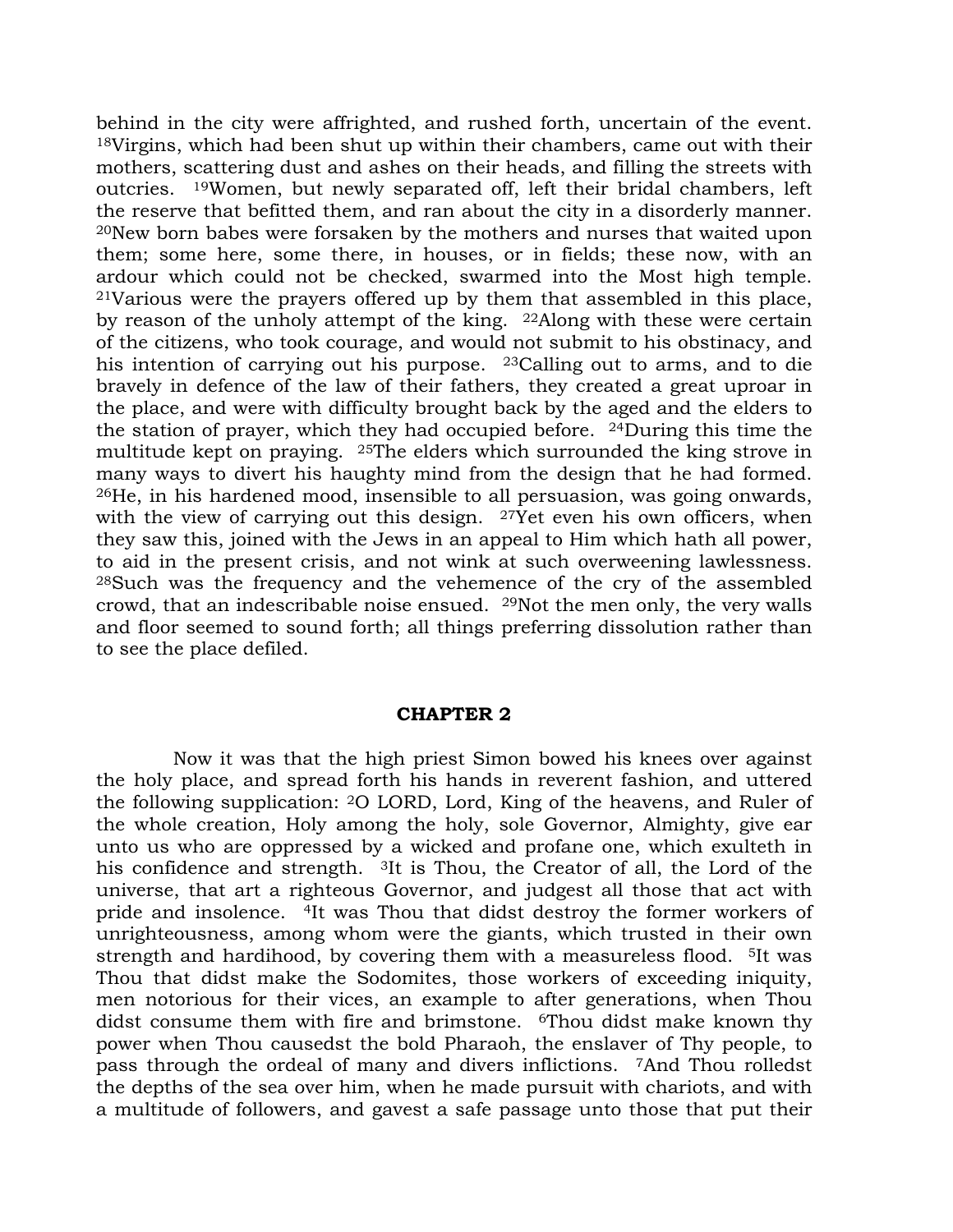behind in the city were affrighted, and rushed forth, uncertain of the event. [18]Virgins, which had been shut up within their chambers, came out with their mothers, scattering dust and ashes on their heads, and filling the streets with outcries. [19]Women, but newly separated off, left their bridal chambers, left the reserve that befitted them, and ran about the city in a disorderly manner. [20]New born babes were forsaken by the mothers and nurses that waited upon them; some here, some there, in houses, or in fields; these now, with an ardour which could not be checked, swarmed into the Most high temple. [21]Various were the prayers offered up by them that assembled in this place, by reason of the unholy attempt of the king. [22]Along with these were certain of the citizens, who took courage, and would not submit to his obstinacy, and his intention of carrying out his purpose. [23]Calling out to arms, and to die bravely in defence of the law of their fathers, they created a great uproar in the place, and were with difficulty brought back by the aged and the elders to the station of prayer, which they had occupied before. [24]During this time the multitude kept on praying. [25]The elders which surrounded the king strove in many ways to divert his haughty mind from the design that he had formed. [26]He, in his hardened mood, insensible to all persuasion, was going onwards, with the view of carrying out this design. [27]Yet even his own officers, when they saw this, joined with the Jews in an appeal to Him which hath all power, to aid in the present crisis, and not wink at such overweening lawlessness. [28]Such was the frequency and the vehemence of the cry of the assembled crowd, that an indescribable noise ensued. [29]Not the men only, the very walls and floor seemed to sound forth; all things preferring dissolution rather than to see the place defiled.

## CHAPTER 2

Now it was that the high priest Simon bowed his knees over against the holy place, and spread forth his hands in reverent fashion, and uttered the following supplication: [2]O LORD, Lord, King of the heavens, and Ruler of the whole creation, Holy among the holy, sole Governor, Almighty, give ear unto us who are oppressed by a wicked and profane one, which exulteth in his confidence and strength. [3]It is Thou, the Creator of all, the Lord of the universe, that art a righteous Governor, and judgest all those that act with pride and insolence. [4]It was Thou that didst destroy the former workers of unrighteousness, among whom were the giants, which trusted in their own strength and hardihood, by covering them with a measureless flood. [5]It was Thou that didst make the Sodomites, those workers of exceeding iniquity, men notorious for their vices, an example to after generations, when Thou didst consume them with fire and brimstone. [6]Thou didst make known thy power when Thou causedst the bold Pharaoh, the enslaver of Thy people, to pass through the ordeal of many and divers inflictions. [7]And Thou rolledst the depths of the sea over him, when he made pursuit with chariots, and with a multitude of followers, and gavest a safe passage unto those that put their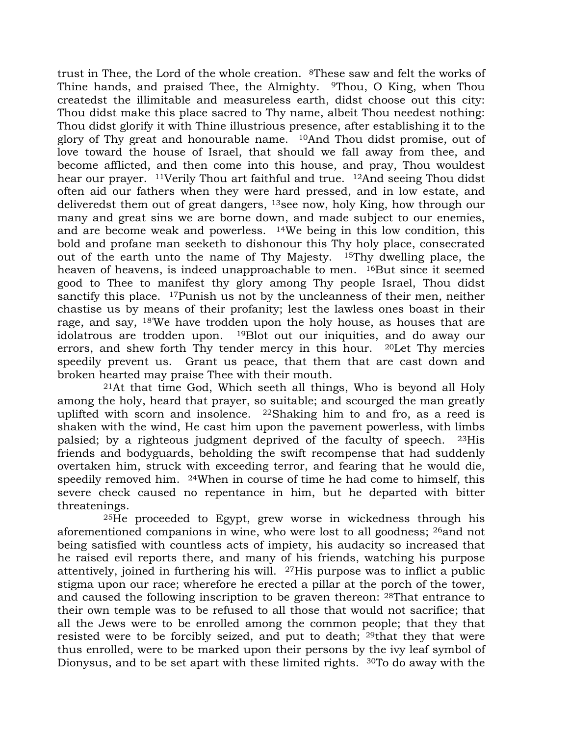trust in Thee, the Lord of the whole creation. [8]These saw and felt the works of Thine hands, and praised Thee, the Almighty. [9]Thou, O King, when Thou createdst the illimitable and measureless earth, didst choose out this city: Thou didst make this place sacred to Thy name, albeit Thou needest nothing: Thou didst glorify it with Thine illustrious presence, after establishing it to the glory of Thy great and honourable name. [10]And Thou didst promise, out of love toward the house of Israel, that should we fall away from thee, and become afflicted, and then come into this house, and pray, Thou wouldest hear our prayer. [11]Verily Thou art faithful and true. [12]And seeing Thou didst often aid our fathers when they were hard pressed, and in low estate, and deliveredst them out of great dangers, [13]see now, holy King, how through our many and great sins we are borne down, and made subject to our enemies, and are become weak and powerless. [14]We being in this low condition, this bold and profane man seeketh to dishonour this Thy holy place, consecrated out of the earth unto the name of Thy Majesty. [15]Thy dwelling place, the heaven of heavens, is indeed unapproachable to men. [16]But since it seemed good to Thee to manifest thy glory among Thy people Israel, Thou didst sanctify this place. [17]Punish us not by the uncleanness of their men, neither chastise us by means of their profanity; lest the lawless ones boast in their rage, and say, [18]'We have trodden upon the holy house, as houses that are idolatrous are trodden upon. [19]Blot out our iniquities, and do away our errors, and shew forth Thy tender mercy in this hour. [20]Let Thy mercies speedily prevent us. Grant us peace, that them that are cast down and broken hearted may praise Thee with their mouth.

[21]At that time God, Which seeth all things, Who is beyond all Holy among the holy, heard that prayer, so suitable; and scourged the man greatly uplifted with scorn and insolence. [22]Shaking him to and fro, as a reed is shaken with the wind, He cast him upon the pavement powerless, with limbs palsied; by a righteous judgment deprived of the faculty of speech. [23]His friends and bodyguards, beholding the swift recompense that had suddenly overtaken him, struck with exceeding terror, and fearing that he would die, speedily removed him. [24]When in course of time he had come to himself, this severe check caused no repentance in him, but he departed with bitter threatenings.

[25]He proceeded to Egypt, grew worse in wickedness through his aforementioned companions in wine, who were lost to all goodness; [26]and not being satisfied with countless acts of impiety, his audacity so increased that he raised evil reports there, and many of his friends, watching his purpose attentively, joined in furthering his will. [27]His purpose was to inflict a public stigma upon our race; wherefore he erected a pillar at the porch of the tower, and caused the following inscription to be graven thereon: [28]That entrance to their own temple was to be refused to all those that would not sacrifice; that all the Jews were to be enrolled among the common people; that they that resisted were to be forcibly seized, and put to death; [29]that they that were thus enrolled, were to be marked upon their persons by the ivy leaf symbol of Dionysus, and to be set apart with these limited rights. [30]To do away with the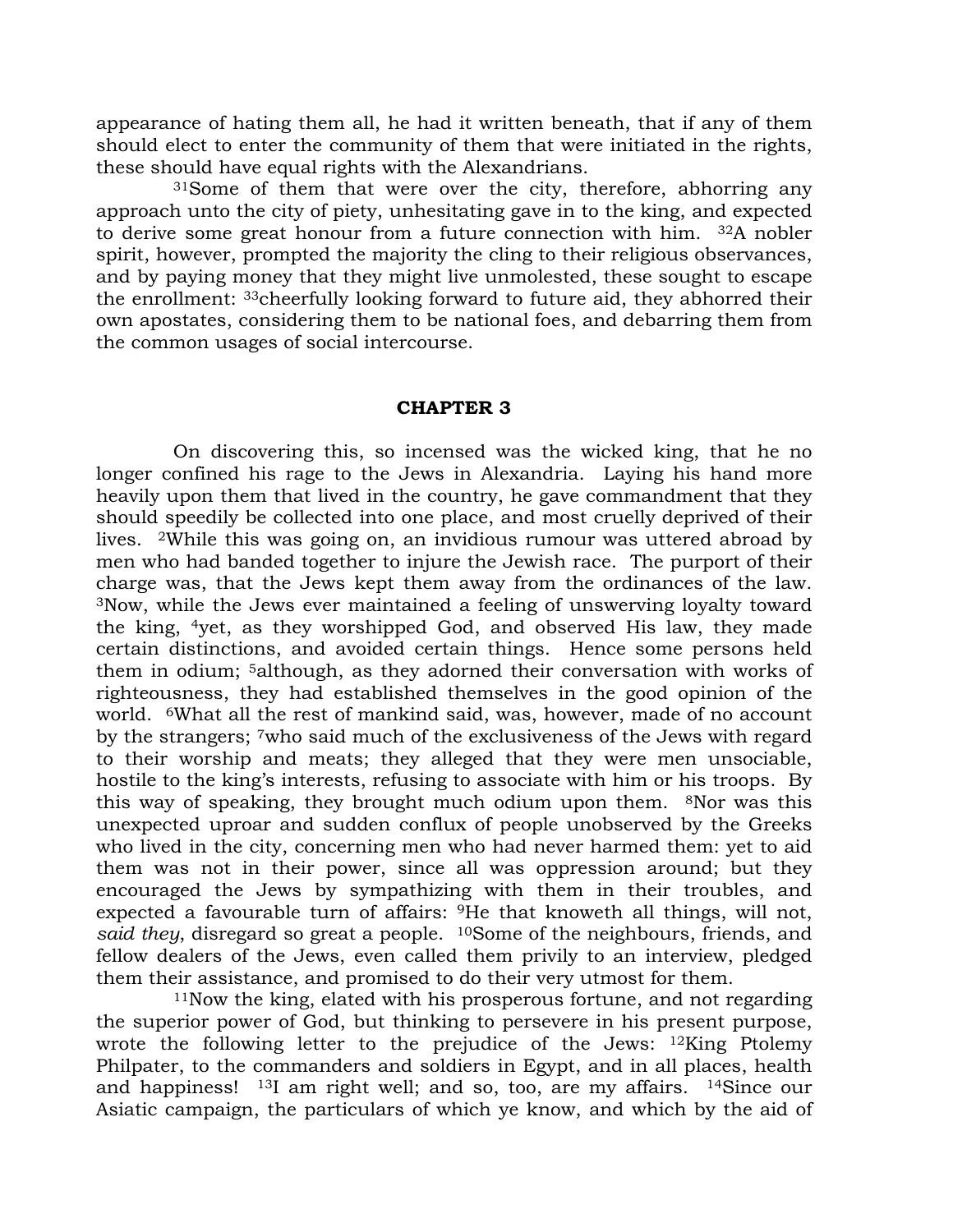appearance of hating them all, he had it written beneath, that if any of them should elect to enter the community of them that were initiated in the rights, these should have equal rights with the Alexandrians.

[31]Some of them that were over the city, therefore, abhorring any approach unto the city of piety, unhesitating gave in to the king, and expected to derive some great honour from a future connection with him. [32]A nobler spirit, however, prompted the majority the cling to their religious observances, and by paying money that they might live unmolested, these sought to escape the enrollment: [33]cheerfully looking forward to future aid, they abhorred their own apostates, considering them to be national foes, and debarring them from the common usages of social intercourse.

## CHAPTER 3

On discovering this, so incensed was the wicked king, that he no longer confined his rage to the Jews in Alexandria. Laying his hand more heavily upon them that lived in the country, he gave commandment that they should speedily be collected into one place, and most cruelly deprived of their lives. [2]While this was going on, an invidious rumour was uttered abroad by men who had banded together to injure the Jewish race. The purport of their charge was, that the Jews kept them away from the ordinances of the law. [3]Now, while the Jews ever maintained a feeling of unswerving loyalty toward the king, [4]yet, as they worshipped God, and observed His law, they made certain distinctions, and avoided certain things. Hence some persons held them in odium; [5]although, as they adorned their conversation with works of righteousness, they had established themselves in the good opinion of the world. [6]What all the rest of mankind said, was, however, made of no account by the strangers; [7]who said much of the exclusiveness of the Jews with regard to their worship and meats; they alleged that they were men unsociable, hostile to the king's interests, refusing to associate with him or his troops. By this way of speaking, they brought much odium upon them. [8]Nor was this unexpected uproar and sudden conflux of people unobserved by the Greeks who lived in the city, concerning men who had never harmed them: yet to aid them was not in their power, since all was oppression around; but they encouraged the Jews by sympathizing with them in their troubles, and expected a favourable turn of affairs: [9]He that knoweth all things, will not, *said they*, disregard so great a people. [10]Some of the neighbours, friends, and fellow dealers of the Jews, even called them privily to an interview, pledged them their assistance, and promised to do their very utmost for them.

[11]Now the king, elated with his prosperous fortune, and not regarding the superior power of God, but thinking to persevere in his present purpose, wrote the following letter to the prejudice of the Jews: [12]King Ptolemy Philpater, to the commanders and soldiers in Egypt, and in all places, health and happiness! [13]I am right well; and so, too, are my affairs. [14]Since our Asiatic campaign, the particulars of which ye know, and which by the aid of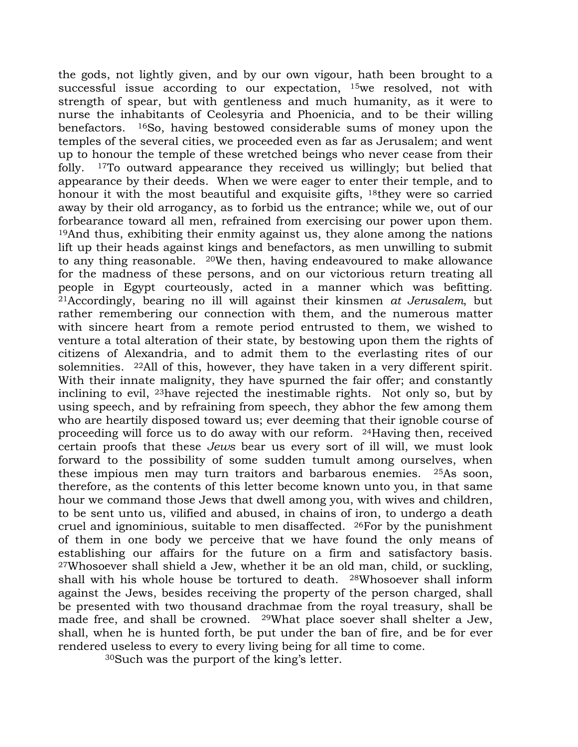the gods, not lightly given, and by our own vigour, hath been brought to a successful issue according to our expectation, [15]we resolved, not with strength of spear, but with gentleness and much humanity, as it were to nurse the inhabitants of Ceolesyria and Phoenicia, and to be their willing benefactors. [16]So, having bestowed considerable sums of money upon the temples of the several cities, we proceeded even as far as Jerusalem; and went up to honour the temple of these wretched beings who never cease from their folly. [17]To outward appearance they received us willingly; but belied that appearance by their deeds. When we were eager to enter their temple, and to honour it with the most beautiful and exquisite gifts, [18]they were so carried away by their old arrogancy, as to forbid us the entrance; while we, out of our forbearance toward all men, refrained from exercising our power upon them. [19]And thus, exhibiting their enmity against us, they alone among the nations lift up their heads against kings and benefactors, as men unwilling to submit to any thing reasonable. [20]We then, having endeavoured to make allowance for the madness of these persons, and on our victorious return treating all people in Egypt courteously, acted in a manner which was befitting. [21]Accordingly, bearing no ill will against their kinsmen *at Jerusalem*, but rather remembering our connection with them, and the numerous matter with sincere heart from a remote period entrusted to them, we wished to venture a total alteration of their state, by bestowing upon them the rights of citizens of Alexandria, and to admit them to the everlasting rites of our solemnities. [22]All of this, however, they have taken in a very different spirit. With their innate malignity, they have spurned the fair offer; and constantly inclining to evil, [23]have rejected the inestimable rights. Not only so, but by using speech, and by refraining from speech, they abhor the few among them who are heartily disposed toward us; ever deeming that their ignoble course of proceeding will force us to do away with our reform. [24]Having then, received certain proofs that these *Jews* bear us every sort of ill will, we must look forward to the possibility of some sudden tumult among ourselves, when these impious men may turn traitors and barbarous enemies. [25]As soon, therefore, as the contents of this letter become known unto you, in that same hour we command those Jews that dwell among you, with wives and children, to be sent unto us, vilified and abused, in chains of iron, to undergo a death cruel and ignominious, suitable to men disaffected. [26]For by the punishment of them in one body we perceive that we have found the only means of establishing our affairs for the future on a firm and satisfactory basis. [27]Whosoever shall shield a Jew, whether it be an old man, child, or suckling, shall with his whole house be tortured to death. [28]Whosoever shall inform against the Jews, besides receiving the property of the person charged, shall be presented with two thousand drachmae from the royal treasury, shall be made free, and shall be crowned. [29]What place soever shall shelter a Jew, shall, when he is hunted forth, be put under the ban of fire, and be for ever rendered useless to every to every living being for all time to come.

[30]Such was the purport of the king's letter.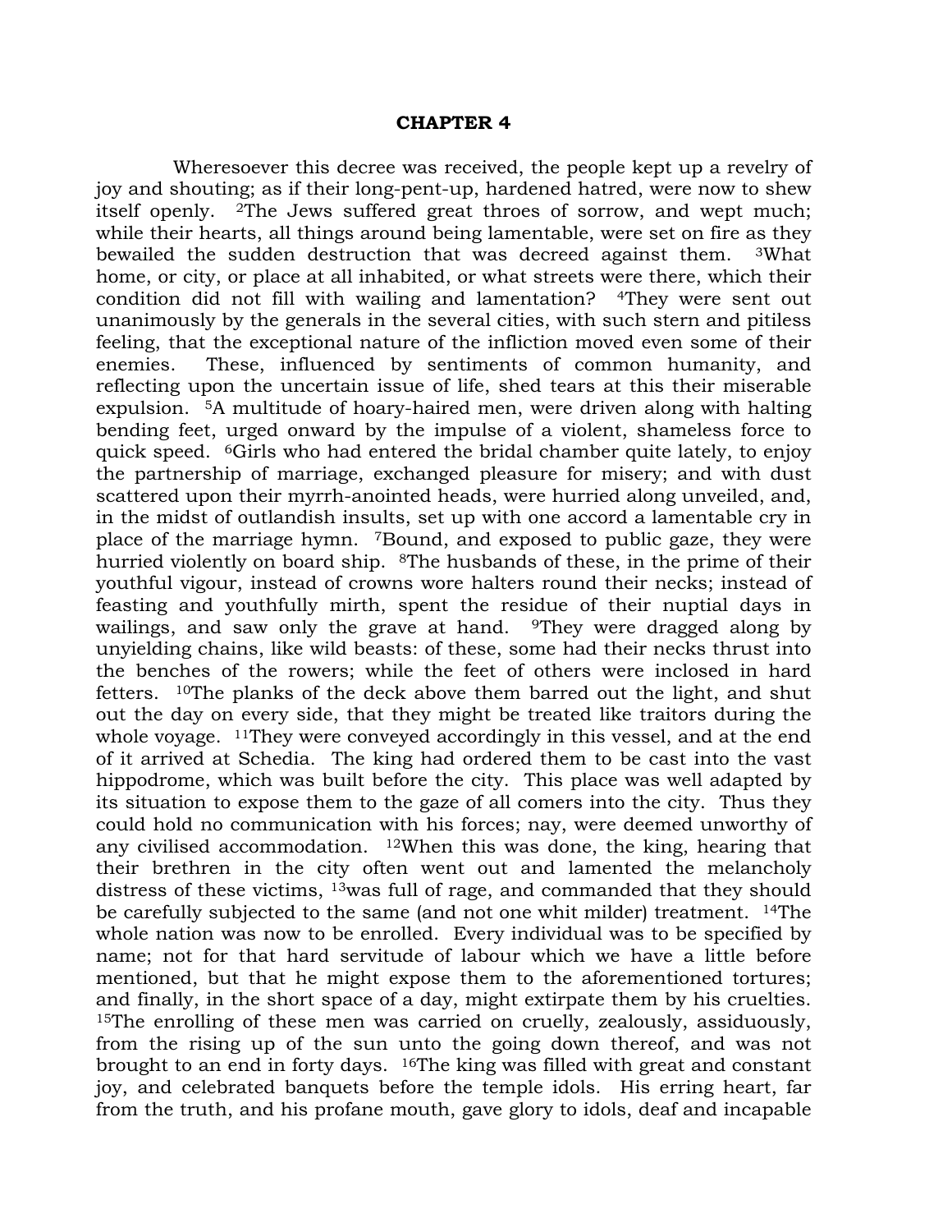# CHAPTER 4

Wheresoever this decree was received, the people kept up a revelry of joy and shouting; as if their long-pent-up, hardened hatred, were now to shew itself openly. [2]The Jews suffered great throes of sorrow, and wept much; while their hearts, all things around being lamentable, were set on fire as they bewailed the sudden destruction that was decreed against them. [3]What home, or city, or place at all inhabited, or what streets were there, which their condition did not fill with wailing and lamentation? [4]They were sent out unanimously by the generals in the several cities, with such stern and pitiless feeling, that the exceptional nature of the infliction moved even some of their enemies. These, influenced by sentiments of common humanity, and reflecting upon the uncertain issue of life, shed tears at this their miserable expulsion. [5]A multitude of hoary-haired men, were driven along with halting bending feet, urged onward by the impulse of a violent, shameless force to quick speed. [6]Girls who had entered the bridal chamber quite lately, to enjoy the partnership of marriage, exchanged pleasure for misery; and with dust scattered upon their myrrh-anointed heads, were hurried along unveiled, and, in the midst of outlandish insults, set up with one accord a lamentable cry in place of the marriage hymn. [7]Bound, and exposed to public gaze, they were hurried violently on board ship. [8]The husbands of these, in the prime of their youthful vigour, instead of crowns wore halters round their necks; instead of feasting and youthfully mirth, spent the residue of their nuptial days in wailings, and saw only the grave at hand. [9]They were dragged along by unyielding chains, like wild beasts: of these, some had their necks thrust into the benches of the rowers; while the feet of others were inclosed in hard fetters. [10]The planks of the deck above them barred out the light, and shut out the day on every side, that they might be treated like traitors during the whole voyage. [11]They were conveyed accordingly in this vessel, and at the end of it arrived at Schedia. The king had ordered them to be cast into the vast hippodrome, which was built before the city. This place was well adapted by its situation to expose them to the gaze of all comers into the city. Thus they could hold no communication with his forces; nay, were deemed unworthy of any civilised accommodation. [12]When this was done, the king, hearing that their brethren in the city often went out and lamented the melancholy distress of these victims, [13]was full of rage, and commanded that they should be carefully subjected to the same (and not one whit milder) treatment. [14]The whole nation was now to be enrolled. Every individual was to be specified by name; not for that hard servitude of labour which we have a little before mentioned, but that he might expose them to the aforementioned tortures; and finally, in the short space of a day, might extirpate them by his cruelties. [15]The enrolling of these men was carried on cruelly, zealously, assiduously, from the rising up of the sun unto the going down thereof, and was not brought to an end in forty days. [16]The king was filled with great and constant joy, and celebrated banquets before the temple idols. His erring heart, far from the truth, and his profane mouth, gave glory to idols, deaf and incapable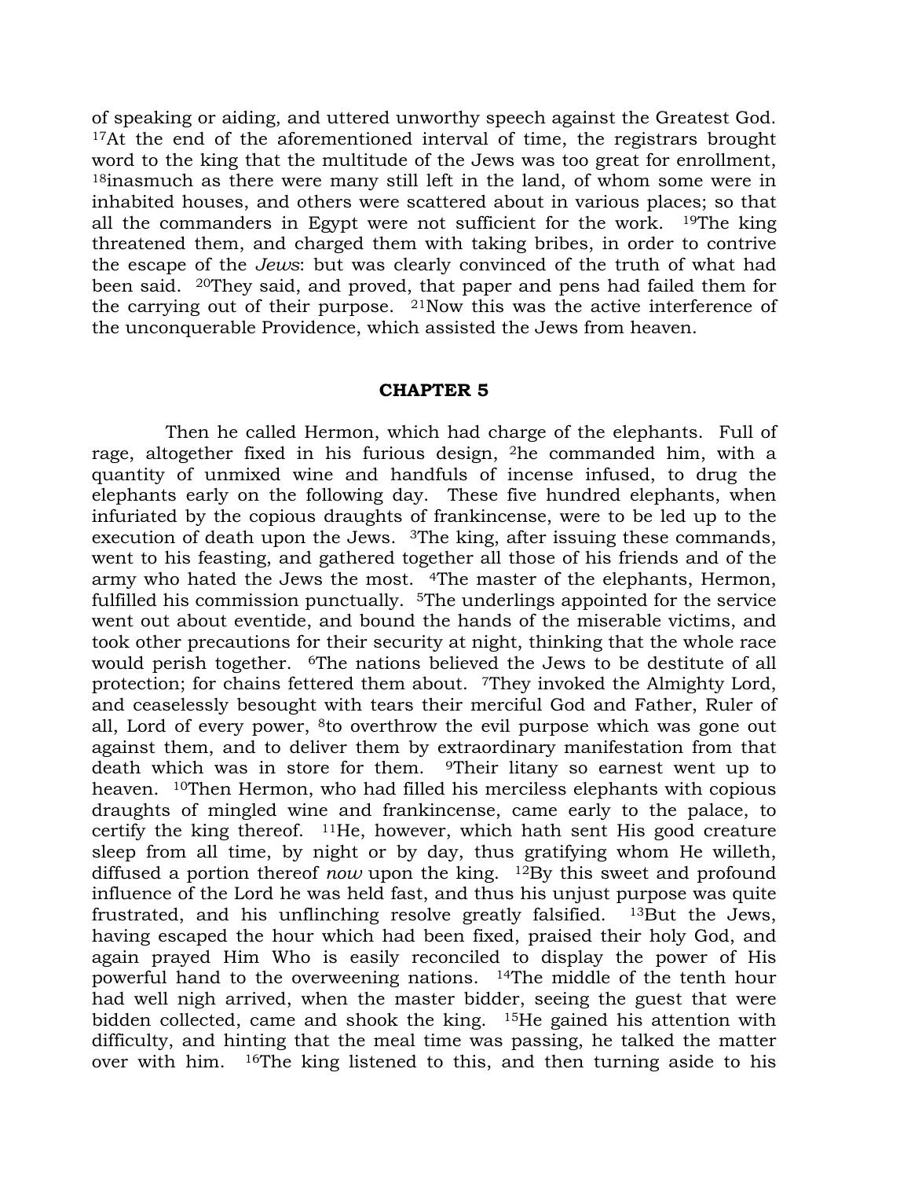of speaking or aiding, and uttered unworthy speech against the Greatest God. [17]At the end of the aforementioned interval of time, the registrars brought word to the king that the multitude of the Jews was too great for enrollment, [18]inasmuch as there were many still left in the land, of whom some were in inhabited houses, and others were scattered about in various places; so that all the commanders in Egypt were not sufficient for the work. [19]The king threatened them, and charged them with taking bribes, in order to contrive the escape of the *Jews*: but was clearly convinced of the truth of what had been said. [20]They said, and proved, that paper and pens had failed them for the carrying out of their purpose. [21]Now this was the active interference of the unconquerable Providence, which assisted the Jews from heaven.

## CHAPTER 5

Then he called Hermon, which had charge of the elephants. Full of rage, altogether fixed in his furious design, [2]he commanded him, with a quantity of unmixed wine and handfuls of incense infused, to drug the elephants early on the following day. These five hundred elephants, when infuriated by the copious draughts of frankincense, were to be led up to the execution of death upon the Jews. [3]The king, after issuing these commands, went to his feasting, and gathered together all those of his friends and of the army who hated the Jews the most. [4]The master of the elephants, Hermon, fulfilled his commission punctually. [5]The underlings appointed for the service went out about eventide, and bound the hands of the miserable victims, and took other precautions for their security at night, thinking that the whole race would perish together. [6]The nations believed the Jews to be destitute of all protection; for chains fettered them about. [7]They invoked the Almighty Lord, and ceaselessly besought with tears their merciful God and Father, Ruler of all, Lord of every power, [8]to overthrow the evil purpose which was gone out against them, and to deliver them by extraordinary manifestation from that death which was in store for them. [9]Their litany so earnest went up to heaven. [10]Then Hermon, who had filled his merciless elephants with copious draughts of mingled wine and frankincense, came early to the palace, to certify the king thereof. [11]He, however, which hath sent His good creature sleep from all time, by night or by day, thus gratifying whom He willeth, diffused a portion thereof *now* upon the king. [12]By this sweet and profound influence of the Lord he was held fast, and thus his unjust purpose was quite frustrated, and his unflinching resolve greatly falsified. [13]But the Jews, having escaped the hour which had been fixed, praised their holy God, and again prayed Him Who is easily reconciled to display the power of His powerful hand to the overweening nations. [14]The middle of the tenth hour had well nigh arrived, when the master bidder, seeing the guest that were bidden collected, came and shook the king. [15]He gained his attention with difficulty, and hinting that the meal time was passing, he talked the matter over with him. [16]The king listened to this, and then turning aside to his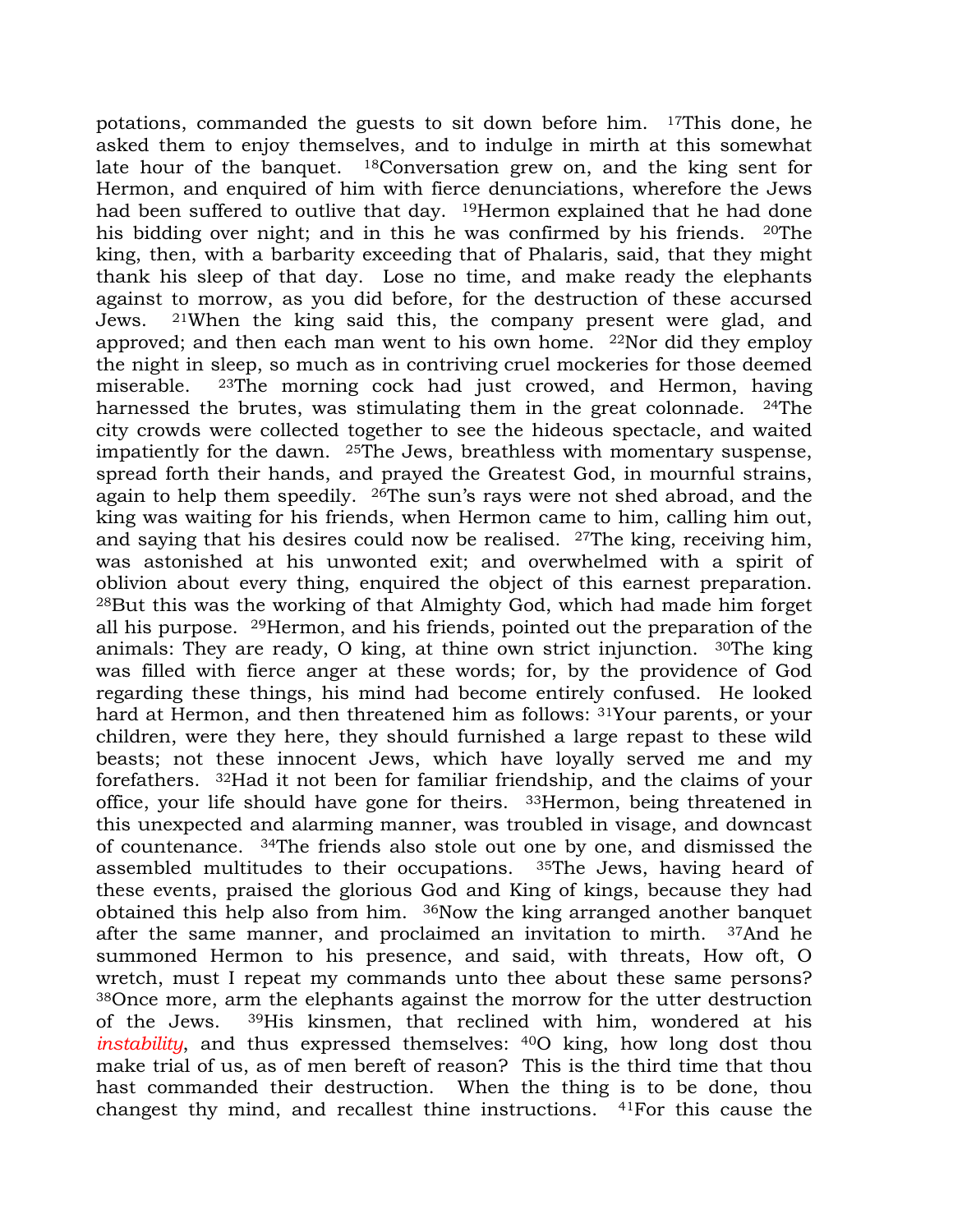potations, commanded the guests to sit down before him. [17]This done, he asked them to enjoy themselves, and to indulge in mirth at this somewhat late hour of the banquet. [18]Conversation grew on, and the king sent for Hermon, and enquired of him with fierce denunciations, wherefore the Jews had been suffered to outlive that day. [19]Hermon explained that he had done his bidding over night; and in this he was confirmed by his friends. [20]The king, then, with a barbarity exceeding that of Phalaris, said, that they might thank his sleep of that day. Lose no time, and make ready the elephants against to morrow, as you did before, for the destruction of these accursed Jews. [21]When the king said this, the company present were glad, and approved; and then each man went to his own home. [22]Nor did they employ the night in sleep, so much as in contriving cruel mockeries for those deemed miserable. [23]The morning cock had just crowed, and Hermon, having harnessed the brutes, was stimulating them in the great colonnade. [24]The city crowds were collected together to see the hideous spectacle, and waited impatiently for the dawn. [25]The Jews, breathless with momentary suspense, spread forth their hands, and prayed the Greatest God, in mournful strains, again to help them speedily. [26]The sun's rays were not shed abroad, and the king was waiting for his friends, when Hermon came to him, calling him out, and saying that his desires could now be realised. [27]The king, receiving him, was astonished at his unwonted exit; and overwhelmed with a spirit of oblivion about every thing, enquired the object of this earnest preparation. [28]But this was the working of that Almighty God, which had made him forget all his purpose. [29]Hermon, and his friends, pointed out the preparation of the animals: They are ready, O king, at thine own strict injunction. [30]The king was filled with fierce anger at these words; for, by the providence of God regarding these things, his mind had become entirely confused. He looked hard at Hermon, and then threatened him as follows: [31]Your parents, or your children, were they here, they should furnished a large repast to these wild beasts; not these innocent Jews, which have loyally served me and my forefathers. [32]Had it not been for familiar friendship, and the claims of your office, your life should have gone for theirs. [33]Hermon, being threatened in this unexpected and alarming manner, was troubled in visage, and downcast of countenance. [34]The friends also stole out one by one, and dismissed the assembled multitudes to their occupations. [35]The Jews, having heard of these events, praised the glorious God and King of kings, because they had obtained this help also from him. [36]Now the king arranged another banquet after the same manner, and proclaimed an invitation to mirth. [37]And he summoned Hermon to his presence, and said, with threats, How oft, O wretch, must I repeat my commands unto thee about these same persons? [38]Once more, arm the elephants against the morrow for the utter destruction of the Jews. [39]His kinsmen, that reclined with him, wondered at his *instability*, and thus expressed themselves: [40]O king, how long dost thou make trial of us, as of men bereft of reason? This is the third time that thou hast commanded their destruction. When the thing is to be done, thou changest thy mind, and recallest thine instructions. [41]For this cause the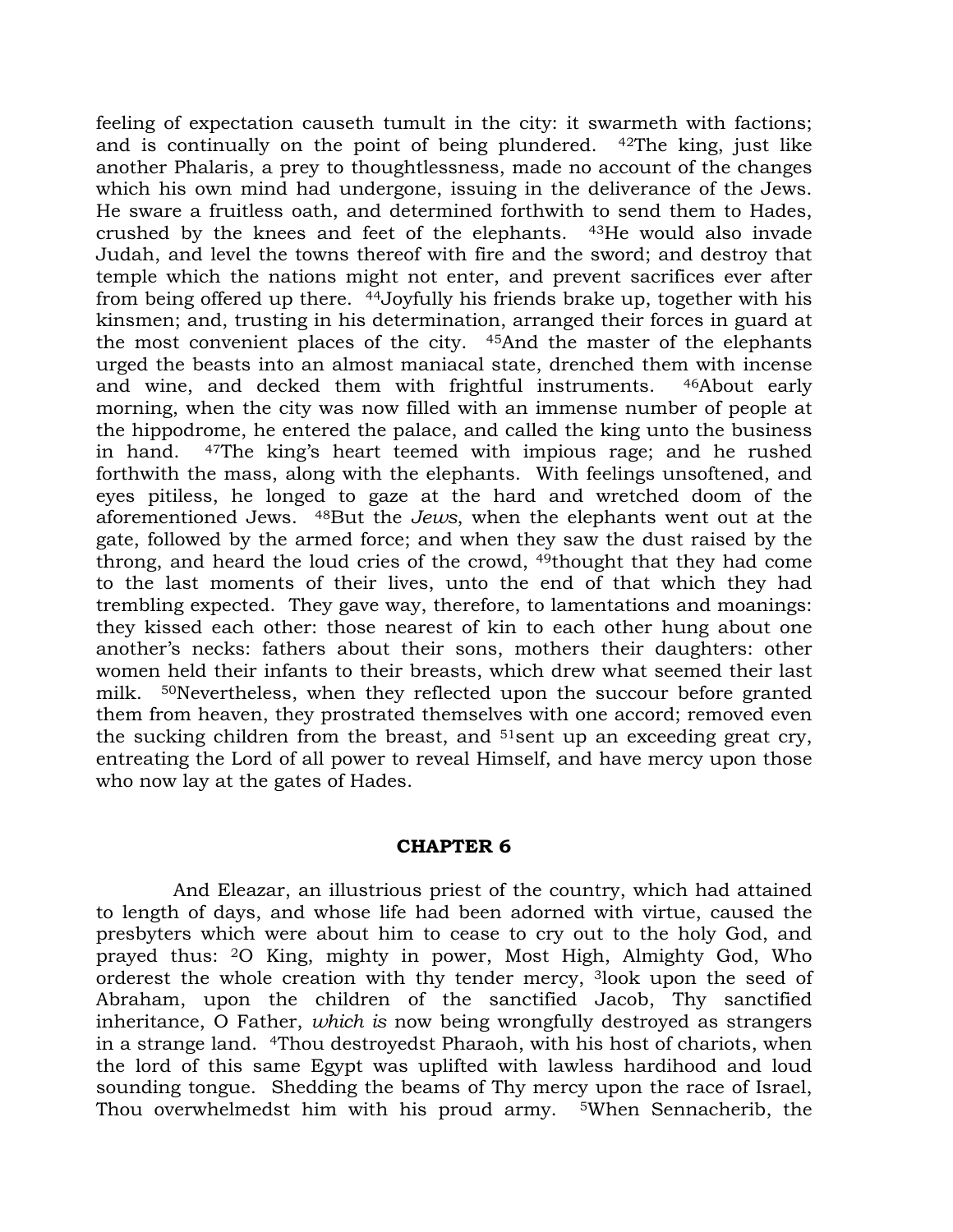feeling of expectation causeth tumult in the city: it swarmeth with factions; and is continually on the point of being plundered. [42]The king, just like another Phalaris, a prey to thoughtlessness, made no account of the changes which his own mind had undergone, issuing in the deliverance of the Jews. He sware a fruitless oath, and determined forthwith to send them to Hades, crushed by the knees and feet of the elephants. [43]He would also invade Judah, and level the towns thereof with fire and the sword; and destroy that temple which the nations might not enter, and prevent sacrifices ever after from being offered up there. [44]Joyfully his friends brake up, together with his kinsmen; and, trusting in his determination, arranged their forces in guard at the most convenient places of the city. [45]And the master of the elephants urged the beasts into an almost maniacal state, drenched them with incense and wine, and decked them with frightful instruments. [46]About early morning, when the city was now filled with an immense number of people at the hippodrome, he entered the palace, and called the king unto the business in hand. [47]The king's heart teemed with impious rage; and he rushed forthwith the mass, along with the elephants. With feelings unsoftened, and eyes pitiless, he longed to gaze at the hard and wretched doom of the aforementioned Jews. [48]But the *Jews*, when the elephants went out at the gate, followed by the armed force; and when they saw the dust raised by the throng, and heard the loud cries of the crowd, [49]thought that they had come to the last moments of their lives, unto the end of that which they had trembling expected. They gave way, therefore, to lamentations and moanings: they kissed each other: those nearest of kin to each other hung about one another's necks: fathers about their sons, mothers their daughters: other women held their infants to their breasts, which drew what seemed their last milk. [50]Nevertheless, when they reflected upon the succour before granted them from heaven, they prostrated themselves with one accord; removed even the sucking children from the breast, and [51]sent up an exceeding great cry, entreating the Lord of all power to reveal Himself, and have mercy upon those who now lay at the gates of Hades.

## CHAPTER 6

And Eleazar, an illustrious priest of the country, which had attained to length of days, and whose life had been adorned with virtue, caused the presbyters which were about him to cease to cry out to the holy God, and prayed thus: [2]O King, mighty in power, Most High, Almighty God, Who orderest the whole creation with thy tender mercy, [3]look upon the seed of Abraham, upon the children of the sanctified Jacob, Thy sanctified inheritance, O Father, *which is* now being wrongfully destroyed as strangers in a strange land. [4]Thou destroyedst Pharaoh, with his host of chariots, when the lord of this same Egypt was uplifted with lawless hardihood and loud sounding tongue. Shedding the beams of Thy mercy upon the race of Israel, Thou overwhelmedst him with his proud army. [5]When Sennacherib, the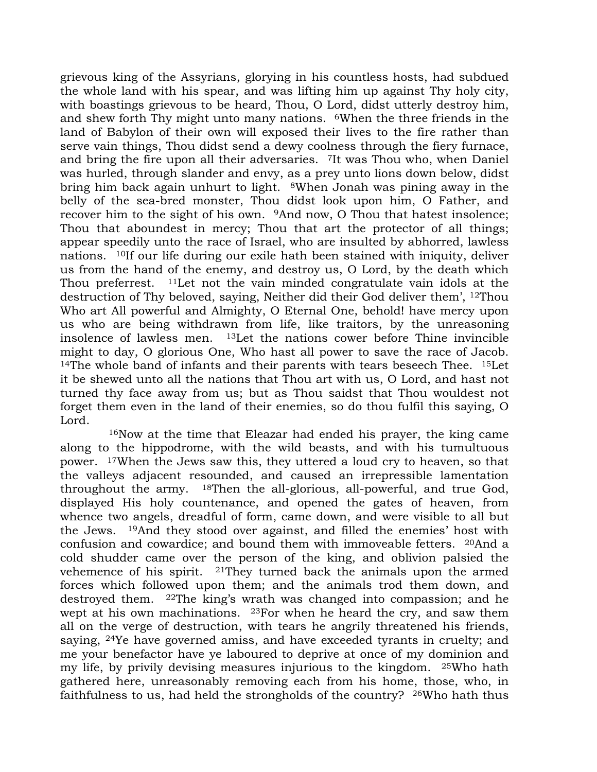grievous king of the Assyrians, glorying in his countless hosts, had subdued the whole land with his spear, and was lifting him up against Thy holy city, with boastings grievous to be heard, Thou, O Lord, didst utterly destroy him, and shew forth Thy might unto many nations. [6]When the three friends in the land of Babylon of their own will exposed their lives to the fire rather than serve vain things, Thou didst send a dewy coolness through the fiery furnace, and bring the fire upon all their adversaries. [7]It was Thou who, when Daniel was hurled, through slander and envy, as a prey unto lions down below, didst bring him back again unhurt to light. [8]When Jonah was pining away in the belly of the sea-bred monster, Thou didst look upon him, O Father, and recover him to the sight of his own. [9]And now, O Thou that hatest insolence; Thou that aboundest in mercy; Thou that art the protector of all things; appear speedily unto the race of Israel, who are insulted by abhorred, lawless nations. [10]If our life during our exile hath been stained with iniquity, deliver us from the hand of the enemy, and destroy us, O Lord, by the death which Thou preferrest. [11]Let not the vain minded congratulate vain idols at the destruction of Thy beloved, saying, Neither did their God deliver them', [12]Thou Who art All powerful and Almighty, O Eternal One, behold! have mercy upon us who are being withdrawn from life, like traitors, by the unreasoning insolence of lawless men. [13]Let the nations cower before Thine invincible might to day, O glorious One, Who hast all power to save the race of Jacob. [14]The whole band of infants and their parents with tears beseech Thee. [15]Let it be shewed unto all the nations that Thou art with us, O Lord, and hast not turned thy face away from us; but as Thou saidst that Thou wouldest not forget them even in the land of their enemies, so do thou fulfil this saying, O Lord.

[16]Now at the time that Eleazar had ended his prayer, the king came along to the hippodrome, with the wild beasts, and with his tumultuous power. [17]When the Jews saw this, they uttered a loud cry to heaven, so that the valleys adjacent resounded, and caused an irrepressible lamentation throughout the army. [18]Then the all-glorious, all-powerful, and true God, displayed His holy countenance, and opened the gates of heaven, from whence two angels, dreadful of form, came down, and were visible to all but the Jews. [19]And they stood over against, and filled the enemies' host with confusion and cowardice; and bound them with immoveable fetters. [20]And a cold shudder came over the person of the king, and oblivion palsied the vehemence of his spirit. [21]They turned back the animals upon the armed forces which followed upon them; and the animals trod them down, and destroyed them. [22]The king's wrath was changed into compassion; and he wept at his own machinations. [23]For when he heard the cry, and saw them all on the verge of destruction, with tears he angrily threatened his friends, saying, [24]Ye have governed amiss, and have exceeded tyrants in cruelty; and me your benefactor have ye laboured to deprive at once of my dominion and my life, by privily devising measures injurious to the kingdom. [25]Who hath gathered here, unreasonably removing each from his home, those, who, in faithfulness to us, had held the strongholds of the country? [26]Who hath thus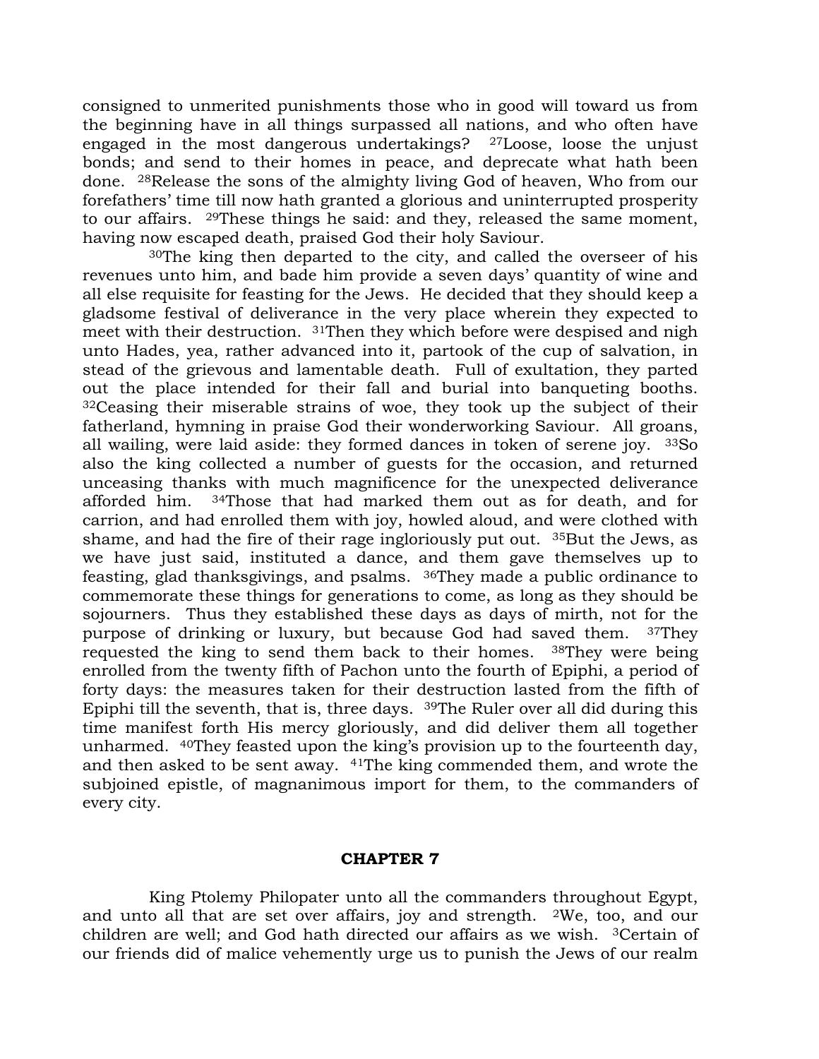consigned to unmerited punishments those who in good will toward us from the beginning have in all things surpassed all nations, and who often have engaged in the most dangerous undertakings? [27]Loose, loose the unjust bonds; and send to their homes in peace, and deprecate what hath been done. [28]Release the sons of the almighty living God of heaven, Who from our forefathers' time till now hath granted a glorious and uninterrupted prosperity to our affairs. [29]These things he said: and they, released the same moment, having now escaped death, praised God their holy Saviour.

[30]The king then departed to the city, and called the overseer of his revenues unto him, and bade him provide a seven days' quantity of wine and all else requisite for feasting for the Jews. He decided that they should keep a gladsome festival of deliverance in the very place wherein they expected to meet with their destruction. [31]Then they which before were despised and nigh unto Hades, yea, rather advanced into it, partook of the cup of salvation, in stead of the grievous and lamentable death. Full of exultation, they parted out the place intended for their fall and burial into banqueting booths. [32]Ceasing their miserable strains of woe, they took up the subject of their fatherland, hymning in praise God their wonderworking Saviour. All groans, all wailing, were laid aside: they formed dances in token of serene joy. [33]So also the king collected a number of guests for the occasion, and returned unceasing thanks with much magnificence for the unexpected deliverance afforded him. [34]Those that had marked them out as for death, and for carrion, and had enrolled them with joy, howled aloud, and were clothed with shame, and had the fire of their rage ingloriously put out. [35]But the Jews, as we have just said, instituted a dance, and them gave themselves up to feasting, glad thanksgivings, and psalms. [36]They made a public ordinance to commemorate these things for generations to come, as long as they should be sojourners. Thus they established these days as days of mirth, not for the purpose of drinking or luxury, but because God had saved them. [37]They requested the king to send them back to their homes. [38]They were being enrolled from the twenty fifth of Pachon unto the fourth of Epiphi, a period of forty days: the measures taken for their destruction lasted from the fifth of Epiphi till the seventh, that is, three days. [39]The Ruler over all did during this time manifest forth His mercy gloriously, and did deliver them all together unharmed. [40]They feasted upon the king's provision up to the fourteenth day, and then asked to be sent away. [41]The king commended them, and wrote the subjoined epistle, of magnanimous import for them, to the commanders of every city.

## CHAPTER 7

King Ptolemy Philopater unto all the commanders throughout Egypt, and unto all that are set over affairs, joy and strength. [2]We, too, and our children are well; and God hath directed our affairs as we wish. [3]Certain of our friends did of malice vehemently urge us to punish the Jews of our realm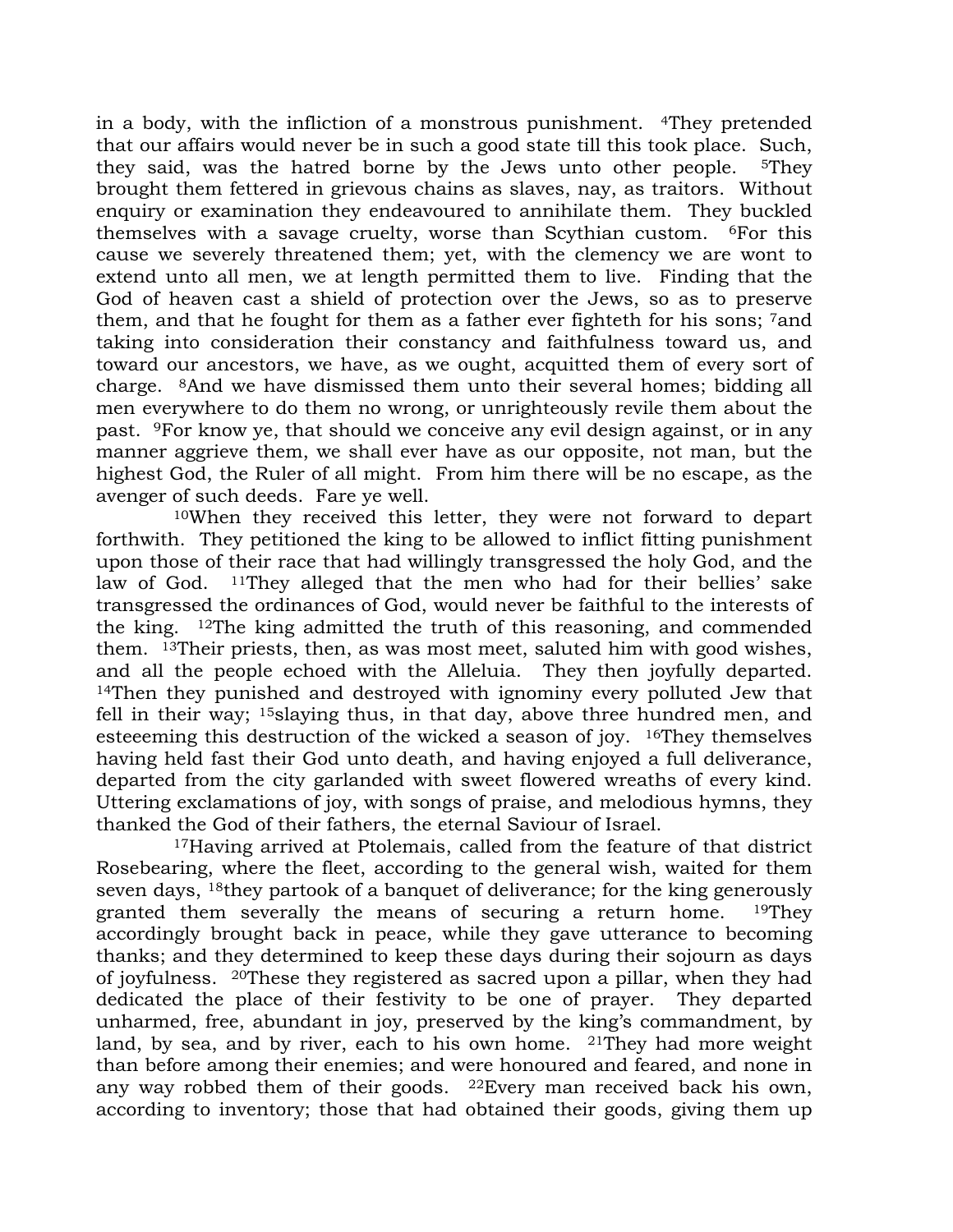in a body, with the infliction of a monstrous punishment. [4]They pretended that our affairs would never be in such a good state till this took place. Such, they said, was the hatred borne by the Jews unto other people. [5]They brought them fettered in grievous chains as slaves, nay, as traitors. Without enquiry or examination they endeavoured to annihilate them. They buckled themselves with a savage cruelty, worse than Scythian custom. [6]For this cause we severely threatened them; yet, with the clemency we are wont to extend unto all men, we at length permitted them to live. Finding that the God of heaven cast a shield of protection over the Jews, so as to preserve them, and that he fought for them as a father ever fighteth for his sons; [7]and taking into consideration their constancy and faithfulness toward us, and toward our ancestors, we have, as we ought, acquitted them of every sort of charge. [8]And we have dismissed them unto their several homes; bidding all men everywhere to do them no wrong, or unrighteously revile them about the past. [9]For know ye, that should we conceive any evil design against, or in any manner aggrieve them, we shall ever have as our opposite, not man, but the highest God, the Ruler of all might. From him there will be no escape, as the avenger of such deeds. Fare ye well.

[10]When they received this letter, they were not forward to depart forthwith. They petitioned the king to be allowed to inflict fitting punishment upon those of their race that had willingly transgressed the holy God, and the law of God. [11]They alleged that the men who had for their bellies' sake transgressed the ordinances of God, would never be faithful to the interests of the king. [12]The king admitted the truth of this reasoning, and commended them. [13]Their priests, then, as was most meet, saluted him with good wishes, and all the people echoed with the Alleluia. They then joyfully departed. [14]Then they punished and destroyed with ignominy every polluted Jew that fell in their way; [15]slaying thus, in that day, above three hundred men, and esteeeming this destruction of the wicked a season of joy. [16]They themselves having held fast their God unto death, and having enjoyed a full deliverance, departed from the city garlanded with sweet flowered wreaths of every kind. Uttering exclamations of joy, with songs of praise, and melodious hymns, they thanked the God of their fathers, the eternal Saviour of Israel.

[17]Having arrived at Ptolemais, called from the feature of that district Rosebearing, where the fleet, according to the general wish, waited for them seven days, [18]they partook of a banquet of deliverance; for the king generously granted them severally the means of securing a return home. [19]They accordingly brought back in peace, while they gave utterance to becoming thanks; and they determined to keep these days during their sojourn as days of joyfulness. [20]These they registered as sacred upon a pillar, when they had dedicated the place of their festivity to be one of prayer. They departed unharmed, free, abundant in joy, preserved by the king's commandment, by land, by sea, and by river, each to his own home. [21]They had more weight than before among their enemies; and were honoured and feared, and none in any way robbed them of their goods. [22]Every man received back his own, according to inventory; those that had obtained their goods, giving them up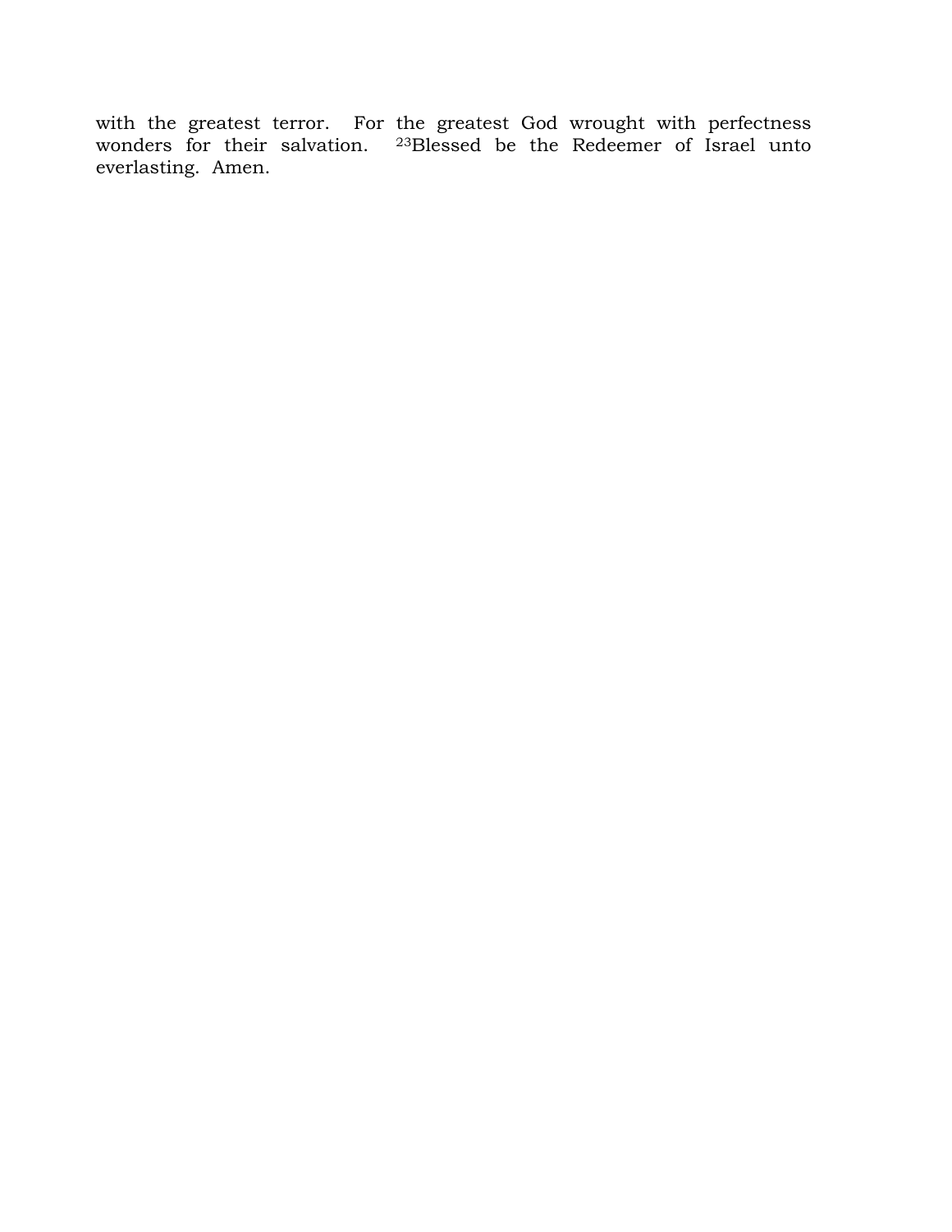with the greatest terror. For the greatest God wrought with perfectness wonders for their salvation. [23]Blessed be the Redeemer of Israel unto everlasting. Amen.